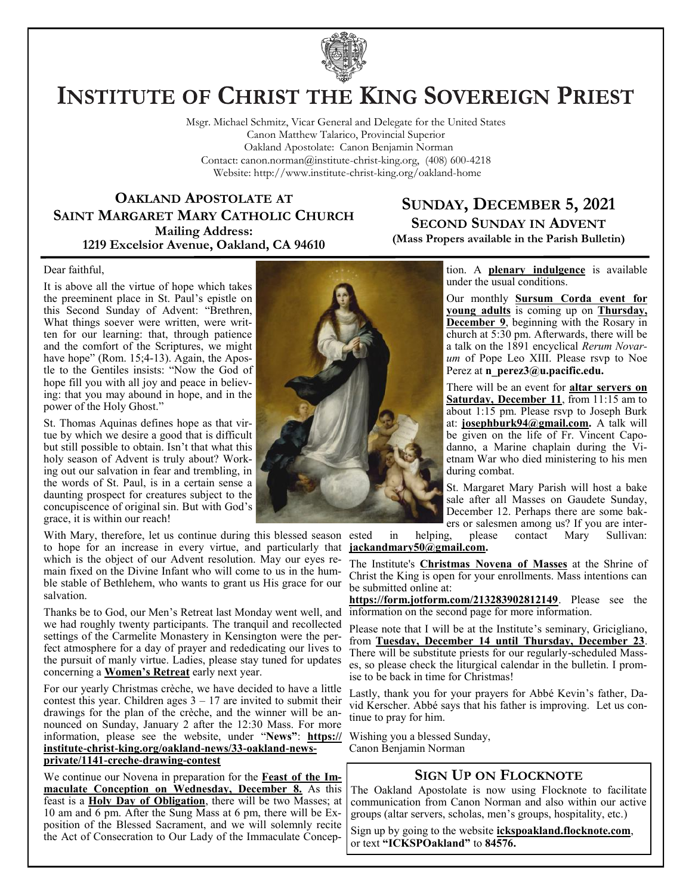# Institute of Christ the King Sovereign Priest

Msgr. Michael Schmitz, Vicar General and Delegate for the United States
Canon Matthew Talarico, Provincial Superior
Oakland Apostolate: Canon Benjamin Norman
Contact: canon.norman@institute-christ-king.org, (408) 600-4218
Website: http://www.institute-christ-king.org/oakland-home

## Oakland Apostolate at Saint Margaret Mary Catholic Church

**Mailing Address:**
**1219 Excelsior Avenue, Oakland, CA 94610**

## Sunday, December 5, 2021

### Second Sunday in Advent

**(Mass Propers available in the Parish Bulletin)**

Dear faithful,

It is above all the virtue of hope which takes the preeminent place in St. Paul's epistle on this Second Sunday of Advent: "Brethren, What things soever were written, were written for our learning: that, through patience and the comfort of the Scriptures, we might have hope" (Rom. 15;4-13). Again, the Apostle to the Gentiles insists: "Now the God of hope fill you with all joy and peace in believing: that you may abound in hope, and in the power of the Holy Ghost."

St. Thomas Aquinas defines hope as that virtue by which we desire a good that is difficult but still possible to obtain. Isn't that what this holy season of Advent is truly about? Working out our salvation in fear and trembling, in the words of St. Paul, is in a certain sense a daunting prospect for creatures subject to the concupiscence of original sin. But with God's grace, it is within our reach!

With Mary, therefore, let us continue during this blessed season to hope for an increase in every virtue, and particularly that which is the object of our Advent resolution. May our eyes remain fixed on the Divine Infant who will come to us in the humble stable of Bethlehem, who wants to grant us His grace for our salvation.

Thanks be to God, our Men's Retreat last Monday went well, and we had roughly twenty participants. The tranquil and recollected settings of the Carmelite Monastery in Kensington were the perfect atmosphere for a day of prayer and rededicating our lives to the pursuit of manly virtue. Ladies, please stay tuned for updates concerning a **Women's Retreat** early next year.

For our yearly Christmas crèche, we have decided to have a little contest this year. Children ages 3 – 17 are invited to submit their drawings for the plan of the crèche, and the winner will be announced on Sunday, January 2 after the 12:30 Mass. For more information, please see the website, under "**News**": **https://institute-christ-king.org/oakland-news/33-oakland-news-private/1141-creche-drawing-contest**

We continue our Novena in preparation for the **Feast of the Immaculate Conception on Wednesday, December 8.** As this feast is a **Holy Day of Obligation**, there will be two Masses; at 10 am and 6 pm. After the Sung Mass at 6 pm, there will be Exposition of the Blessed Sacrament, and we will solemnly recite the Act of Consecration to Our Lady of the Immaculate Conception. A **plenary indulgence** is available under the usual conditions.

Our monthly **Sursum Corda event for young adults** is coming up on **Thursday, December 9**, beginning with the Rosary in church at 5:30 pm. Afterwards, there will be a talk on the 1891 encyclical *Rerum Novarum* of Pope Leo XIII. Please rsvp to Noe Perez at **n_perez3@u.pacific.edu.**

There will be an event for **altar servers on Saturday, December 11**, from 11:15 am to about 1:15 pm. Please rsvp to Joseph Burk at: **josephburk94@gmail.com.** A talk will be given on the life of Fr. Vincent Capodanno, a Marine chaplain during the Vietnam War who died ministering to his men during combat.

St. Margaret Mary Parish will host a bake sale after all Masses on Gaudete Sunday, December 12. Perhaps there are some bakers or salesmen among us? If you are interested in helping, please contact Mary Sullivan: **jackandmary50@gmail.com.**

The Institute's **Christmas Novena of Masses** at the Shrine of Christ the King is open for your enrollments. Mass intentions can be submitted online at: **https://form.jotform.com/213283902812149**. Please see the information on the second page for more information.

Please note that I will be at the Institute's seminary, Gricigliano, from **Tuesday, December 14 until Thursday, December 23**. There will be substitute priests for our regularly-scheduled Masses, so please check the liturgical calendar in the bulletin. I promise to be back in time for Christmas!

Lastly, thank you for your prayers for Abbé Kevin's father, David Kerscher. Abbé says that his father is improving. Let us continue to pray for him.

Wishing you a blessed Sunday,
Canon Benjamin Norman

## Sign Up on Flocknote

The Oakland Apostolate is now using Flocknote to facilitate communication from Canon Norman and also within our active groups (altar servers, scholas, men's groups, hospitality, etc.)

Sign up by going to the website **ickspoakland.flocknote.com**, or text **"ICKSPOakland"** to **84576.**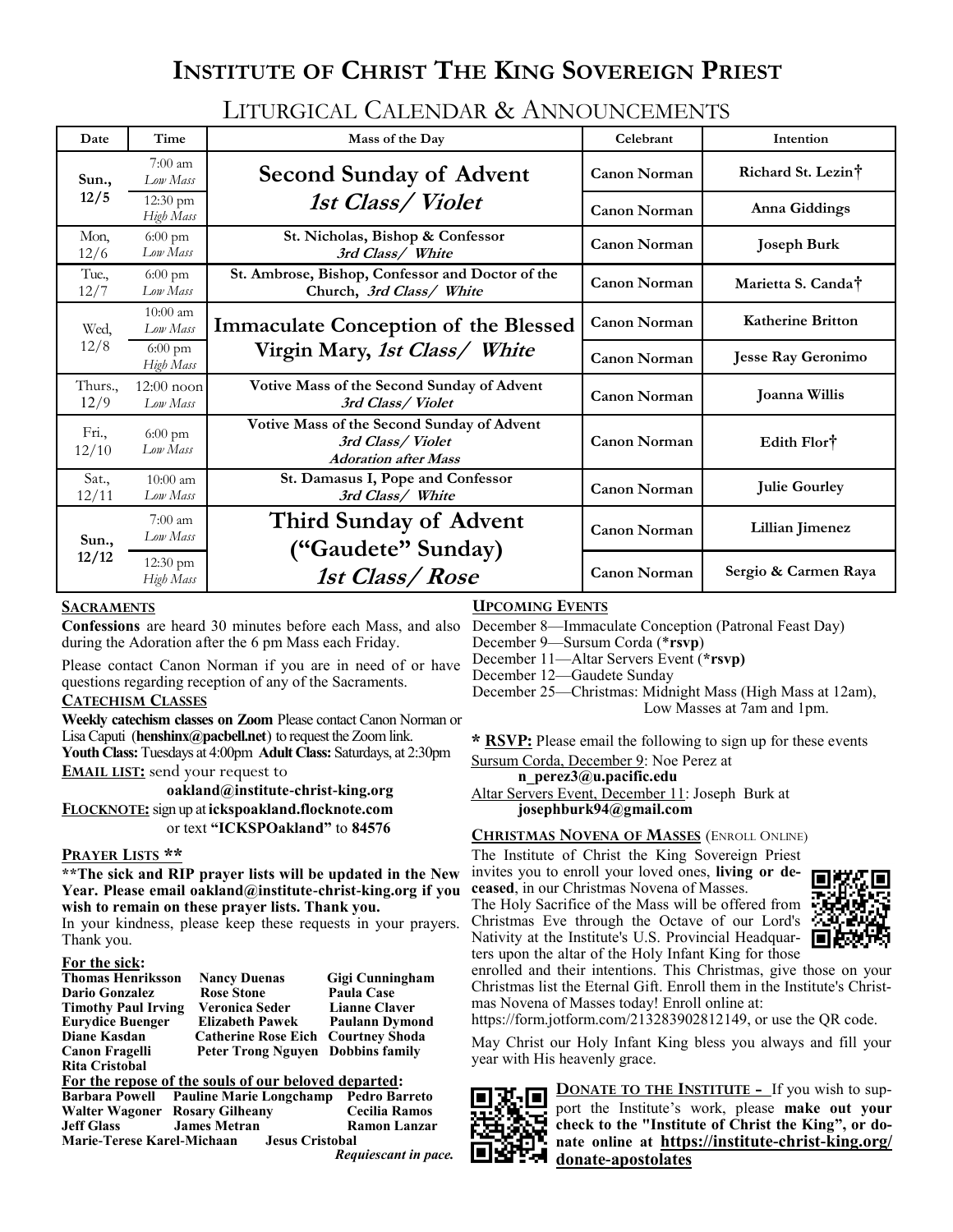# Institute of Christ The King Sovereign Priest

## Liturgical Calendar & Announcements

| Date | Time | Mass of the Day | Celebrant | Intention |
|---|---|---|---|---|
| **Sun., 12/5** | 7:00 am *Low Mass* | **Second Sunday of Advent** ***1st Class/ Violet*** | **Canon Norman** | **Richard St. Lezin†** |
| | 12:30 pm *High Mass* | | **Canon Norman** | **Anna Giddings** |
| Mon, 12/6 | 6:00 pm *Low Mass* | **St. Nicholas, Bishop & Confessor** ***3rd Class/ White*** | **Canon Norman** | **Joseph Burk** |
| Tue., 12/7 | 6:00 pm *Low Mass* | **St. Ambrose, Bishop, Confessor and Doctor of the Church,** ***3rd Class/ White*** | **Canon Norman** | **Marietta S. Canda†** |
| Wed, 12/8 | 10:00 am *Low Mass* | **Immaculate Conception of the Blessed Virgin Mary,** ***1st Class/ White*** | **Canon Norman** | **Katherine Britton** |
| | 6:00 pm *High Mass* | | **Canon Norman** | **Jesse Ray Geronimo** |
| Thurs., 12/9 | 12:00 noon *Low Mass* | **Votive Mass of the Second Sunday of Advent** ***3rd Class/ Violet*** | **Canon Norman** | **Joanna Willis** |
| Fri., 12/10 | 6:00 pm *Low Mass* | **Votive Mass of the Second Sunday of Advent** ***3rd Class/ Violet*** ***Adoration after Mass*** | **Canon Norman** | **Edith Flor†** |
| Sat., 12/11 | 10:00 am *Low Mass* | **St. Damasus I, Pope and Confessor** ***3rd Class/ White*** | **Canon Norman** | **Julie Gourley** |
| **Sun., 12/12** | 7:00 am *Low Mass* | **Third Sunday of Advent ("Gaudete" Sunday)** ***1st Class/ Rose*** | **Canon Norman** | **Lillian Jimenez** |
| | 12:30 pm *High Mass* | | **Canon Norman** | **Sergio & Carmen Raya** |

### Sacraments

**Confessions** are heard 30 minutes before each Mass, and also during the Adoration after the 6 pm Mass each Friday.

Please contact Canon Norman if you are in need of or have questions regarding reception of any of the Sacraments.

### Catechism Classes

**Weekly catechism classes on Zoom** Please contact Canon Norman or Lisa Caputi (**henshinx@pacbell.net**) to request the Zoom link.

**Youth Class:** Tuesdays at 4:00pm **Adult Class:** Saturdays, at 2:30pm

**Email list:** send your request to **oakland@institute-christ-king.org**

**Flocknote:** sign up at **ickspoakland.flocknote.com** or text **"ICKSPOakland"** to **84576**

### Prayer Lists **

**\*\*The sick and RIP prayer lists will be updated in the New Year. Please email oakland@institute-christ-king.org if you wish to remain on these prayer lists. Thank you.**

In your kindness, please keep these requests in your prayers. Thank you.

**For the sick:**

**Thomas Henriksson, Nancy Duenas, Gigi Cunningham, Dario Gonzalez, Rose Stone, Paula Case, Timothy Paul Irving, Veronica Seder, Lianne Claver, Eurydice Buenger, Elizabeth Pawek, Paulann Dymond, Diane Kasdan, Catherine Rose Eich, Courtney Shoda, Canon Fragelli, Peter Trong Nguyen, Dobbins family, Rita Cristobal**

**For the repose of the souls of our beloved departed:**

**Barbara Powell, Pauline Marie Longchamp, Pedro Barreto, Walter Wagoner, Rosary Gilheany, Cecilia Ramos, Jeff Glass, James Metran, Ramon Lanzar, Marie-Terese Karel-Michaan, Jesus Cristobal**

*Requiescant in pace.*

### Upcoming Events

December 8—Immaculate Conception (Patronal Feast Day)
December 9—Sursum Corda (***rsvp**)
December 11—Altar Servers Event (**\*rsvp)**
December 12—Gaudete Sunday
December 25—Christmas: Midnight Mass (High Mass at 12am), Low Masses at 7am and 1pm.

**\* RSVP:** Please email the following to sign up for these events

Sursum Corda, December 9: Noe Perez at **n_perez3@u.pacific.edu**

Altar Servers Event, December 11: Joseph Burk at **josephburk94@gmail.com**

### Christmas Novena of Masses (Enroll Online)

The Institute of Christ the King Sovereign Priest invites you to enroll your loved ones, **living or deceased**, in our Christmas Novena of Masses.

The Holy Sacrifice of the Mass will be offered from Christmas Eve through the Octave of our Lord's Nativity at the Institute's U.S. Provincial Headquarters upon the altar of the Holy Infant King for those enrolled and their intentions. This Christmas, give those on your Christmas list the Eternal Gift. Enroll them in the Institute's Christmas Novena of Masses today! Enroll online at: https://form.jotform.com/213283902812149, or use the QR code.

May Christ our Holy Infant King bless you always and fill your year with His heavenly grace.

**Donate to the Institute -** If you wish to support the Institute's work, please **make out your check to the "Institute of Christ the King", or donate online at https://institute-christ-king.org/donate-apostolates**